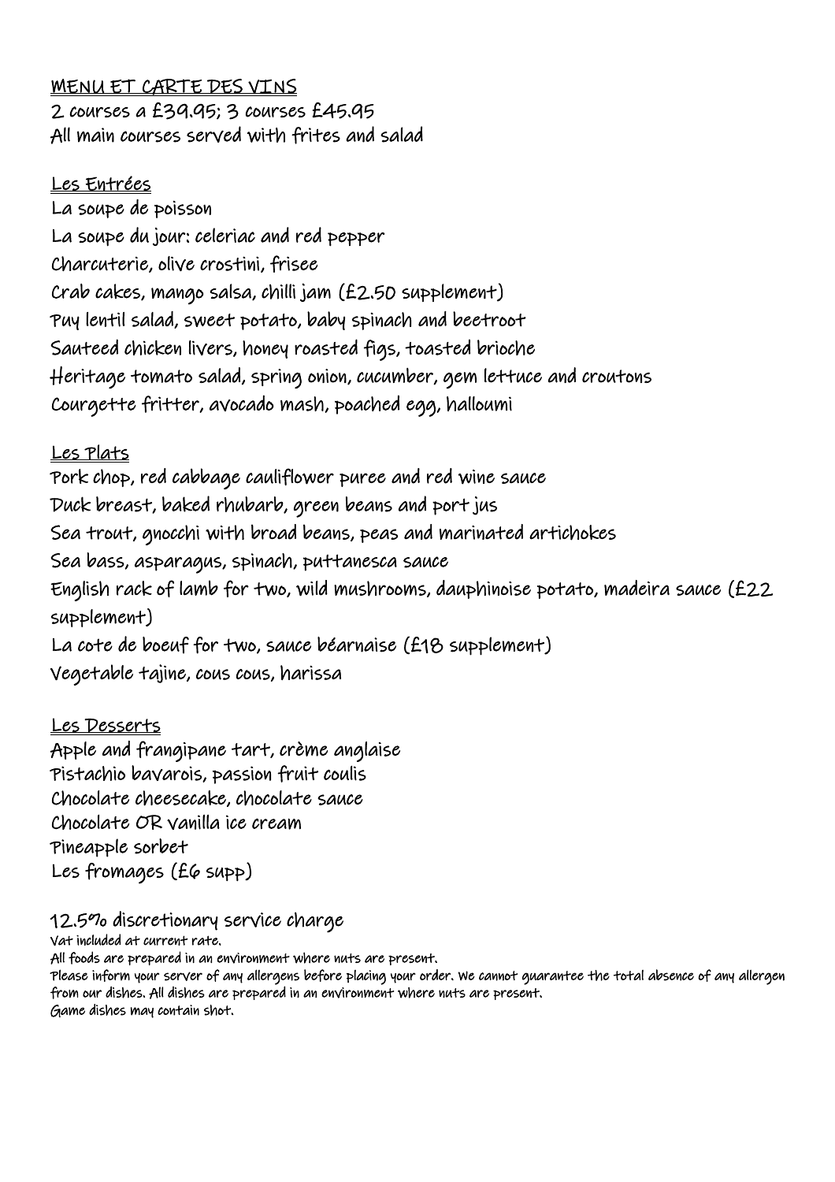# MENU ET CARTE DES VINS

2 courses a £39.95; 3 courses £45.95

All main courses served with frites and salad

## Les Entrées

La soupe de poisson

La soupe du jour: celeriac and red pepper

Charcuterie, olive crostini, frisee

Crab cakes, mango salsa, chilli jam (£2.50 supplement)

Puy lentil salad, sweet potato, baby spinach and beetroot

Sauteed chicken livers, honey roasted figs, toasted brioche

Heritage tomato salad, spring onion, cucumber, gem lettuce and croutons

Courgette fritter, avocado mash, poached egg, halloumi

## Les Plats

Pork chop, red cabbage cauliflower puree and red wine sauce

Duck breast, baked rhubarb, green beans and port jus

Sea trout, gnocchi with broad beans, peas and marinated artichokes

Sea bass, asparagus, spinach, puttanesca sauce

English rack of lamb for two, wild mushrooms, dauphinoise potato, madeira sauce (£22 supplement)

La cote de boeuf for two, sauce béarnaise (£18 supplement)

Vegetable tajine, cous cous, harissa

## Les Desserts

Apple and frangipane tart, crème anglaise

Pistachio bavarois, passion fruit coulis

Chocolate cheesecake, chocolate sauce

Chocolate OR vanilla ice cream

Pineapple sorbet

Les fromages (£6 supp)

12.5% discretionary service charge

Vat included at current rate.

All foods are prepared in an environment where nuts are present.

Please inform your server of any allergens before placing your order. We cannot guarantee the total absence of any allergen from our dishes. All dishes are prepared in an environment where nuts are present.

Game dishes may contain shot.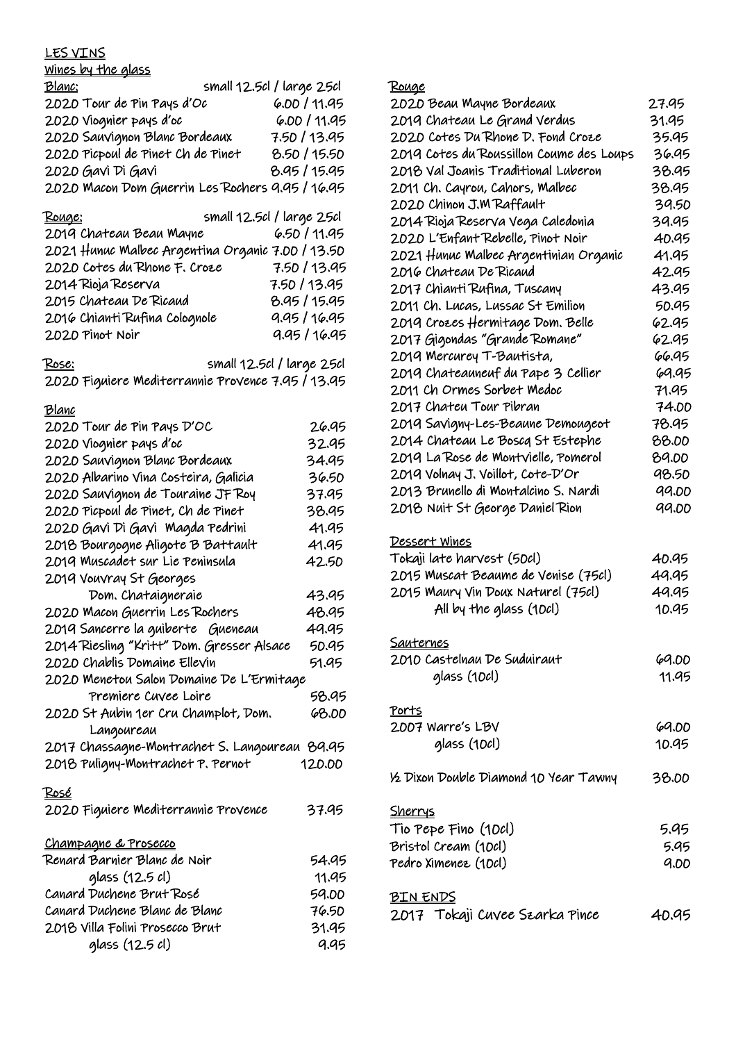# LES VINS

## Wines by the glass

| Blanc: | small 12.5cl / large 25cl |
|---|---|
| 2020 Tour de Pin Pays d'Oc | 6.00 / 11.95 |
| 2020 Viognier pays d'oc | 6.00 / 11.95 |
| 2020 Sauvignon Blanc Bordeaux | 7.50 / 13.95 |
| 2020 Picpoul de Pinet Ch de Pinet | 8.50 / 15.50 |
| 2020 Gavi Di Gavi | 8.95 / 15.95 |
| 2020 Macon Dom Guerrin Les Rochers | 9.95 / 16.95 |

| Rouge: | small 12.5cl / large 25cl |
|---|---|
| 2019 Chateau Beau Mayne | 6.50 / 11.95 |
| 2021 Hunuc Malbec Argentina Organic | 7.00 / 13.50 |
| 2020 Cotes du Rhone F. Croze | 7.50 / 13.95 |
| 2014 Rioja Reserva | 7.50 / 13.95 |
| 2015 Chateau De Ricaud | 8.95 / 15.95 |
| 2016 Chianti Rufina Colognole | 9.95 / 16.95 |
| 2020 Pinot Noir | 9.95 / 16.95 |

| Rose: | small 12.5cl / large 25cl |
|---|---|
| 2020 Figuiere Mediterrannie Provence | 7.95 / 13.95 |

## Blanc

| | |
|---|---|
| 2020 Tour de Pin Pays D'OC | 26.95 |
| 2020 Viognier pays d'oc | 32.95 |
| 2020 Sauvignon Blanc Bordeaux | 34.95 |
| 2020 Albarino Vina Costeira, Galicia | 36.50 |
| 2020 Sauvignon de Touraine JF Roy | 37.95 |
| 2020 Picpoul de Pinet, Ch de Pinet | 38.95 |
| 2020 Gavi Di Gavi Magda Pedrini | 41.95 |
| 2018 Bourgogne Aligote B Battault | 41.95 |
| 2019 Muscadet sur Lie Peninsula | 42.50 |
| 2019 Vouvray St Georges Dom. Chataigneraie | 43.95 |
| 2020 Macon Guerrin Les Rochers | 48.95 |
| 2019 Sancerre la guiberte Gueneau | 49.95 |
| 2014 Riesling "Kritt" Dom. Gresser Alsace | 50.95 |
| 2020 Chablis Domaine Ellevin | 51.95 |
| 2020 Menetou Salon Domaine De L'Ermitage Premiere Cuvee Loire | 58.95 |
| 2020 St Aubin 1er Cru Champlot, Dom. Langoureau | 68.00 |
| 2017 Chassagne-Montrachet S. Langoureau | 89.95 |
| 2018 Puligny-Montrachet P. Pernot | 120.00 |

## Rosé

| | |
|---|---|
| 2020 Figuiere Mediterrannie Provence | 37.95 |

## Champagne & Prosecco

| | |
|---|---|
| Renard Barnier Blanc de Noir | 54.95 |
| glass (12.5 cl) | 11.95 |
| Canard Duchene Brut Rosé | 59.00 |
| Canard Duchene Blanc de Blanc | 76.50 |
| 2018 Villa Folini Prosecco Brut | 31.95 |
| glass (12.5 cl) | 9.95 |

## Rouge

| | |
|---|---|
| 2020 Beau Mayne Bordeaux | 27.95 |
| 2019 Chateau Le Grand Verdus | 31.95 |
| 2020 Cotes Du Rhone D. Fond Croze | 35.95 |
| 2019 Cotes du Roussillon Coume des Loups | 36.95 |
| 2018 Val Joanis Traditional Luberon | 38.95 |
| 2011 Ch. Cayrou, Cahors, Malbec | 38.95 |
| 2020 Chinon J.M Raffault | 39.50 |
| 2014 Rioja Reserva Vega Caledonia | 39.95 |
| 2020 L'Enfant Rebelle, Pinot Noir | 40.95 |
| 2021 Hunuc Malbec Argentinian Organic | 41.95 |
| 2016 Chateau De Ricaud | 42.95 |
| 2017 Chianti Rufina, Tuscany | 43.95 |
| 2011 Ch. Lucas, Lussac St Emilion | 50.95 |
| 2019 Crozes Hermitage Dom. Belle | 62.95 |
| 2017 Gigondas "Grande Romane" | 62.95 |
| 2019 Mercurey T-Bautista, | 66.95 |
| 2019 Chateauneuf du Pape 3 Cellier | 69.95 |
| 2011 Ch Ormes Sorbet Medoc | 71.95 |
| 2017 Chateu Tour Pibran | 74.00 |
| 2019 Savigny-Les-Beaune Demougeot | 78.95 |
| 2014 Chateau Le Boscq St Estephe | 88.00 |
| 2019 La Rose de Montvielle, Pomerol | 89.00 |
| 2019 Volnay J. Voillot, Cote-D'Or | 98.50 |
| 2013 Brunello di Montalcino S. Nardi | 99.00 |
| 2018 Nuit St George Daniel Rion | 99.00 |

## Dessert Wines

| | |
|---|---|
| Tokaji late harvest (50cl) | 40.95 |
| 2015 Muscat Beaume de Venise (75cl) | 49.95 |
| 2015 Maury Vin Doux Naturel (75cl) | 49.95 |
| All by the glass (10cl) | 10.95 |

## Sauternes

| | |
|---|---|
| 2010 Castelnau De Suduiraut | 69.00 |
| glass (10cl) | 11.95 |

## Ports

| | |
|---|---|
| 2007 Warre's LBV | 69.00 |
| glass (10cl) | 10.95 |
| ½ Dixon Double Diamond 10 Year Tawny | 38.00 |

## Sherrys

| | |
|---|---|
| Tio Pepe Fino (10cl) | 5.95 |
| Bristol Cream (10cl) | 5.95 |
| Pedro Ximenez (10cl) | 9.00 |

## BIN ENDS

| | |
|---|---|
| 2017 Tokaji Cuvee Szarka Pince | 40.95 |